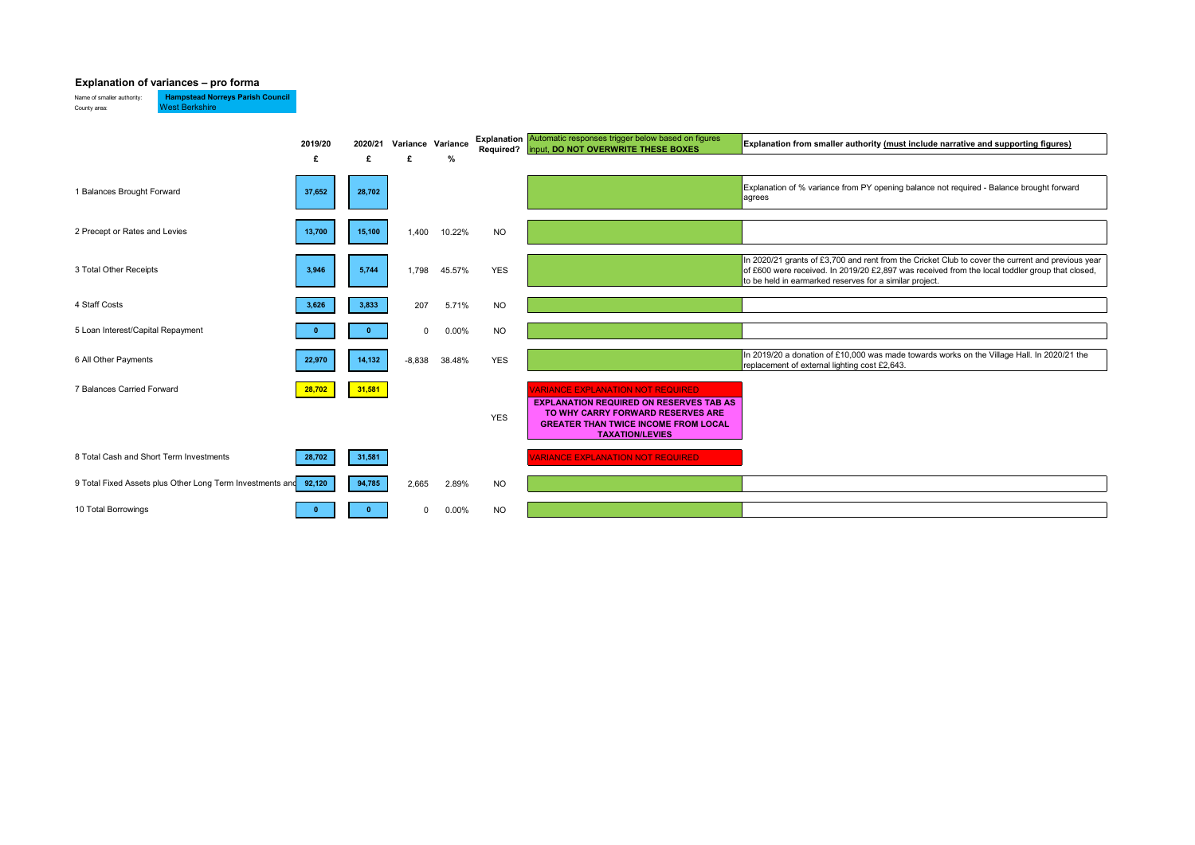## Explanation of variances – pro forma

Name of smaller authority: **Hampstead Norreys Parish Council**
County area: West Berkshire

| | 2019/20 £ | 2020/21 £ | Variance £ | Variance % | Explanation Required? | Automatic responses trigger below based on figures input, **DO NOT OVERWRITE THESE BOXES** | **Explanation from smaller authority (must include narrative and supporting figures)** |
|---|---|---|---|---|---|---|---|
| 1 Balances Brought Forward | 37,652 | 28,702 | | | | | Explanation of % variance from PY opening balance not required - Balance brought forward agrees |
| 2 Precept or Rates and Levies | 13,700 | 15,100 | 1,400 | 10.22% | NO | | |
| 3 Total Other Receipts | 3,946 | 5,744 | 1,798 | 45.57% | YES | | In 2020/21 grants of £3,700 and rent from the Cricket Club to cover the current and previous year of £600 were received. In 2019/20 £2,897 was received from the local toddler group that closed, to be held in earmarked reserves for a similar project. |
| 4 Staff Costs | 3,626 | 3,833 | 207 | 5.71% | NO | | |
| 5 Loan Interest/Capital Repayment | 0 | 0 | 0 | 0.00% | NO | | |
| 6 All Other Payments | 22,970 | 14,132 | -8,838 | 38.48% | YES | | In 2019/20 a donation of £10,000 was made towards works on the Village Hall. In 2020/21 the replacement of external lighting cost £2,643. |
| 7 Balances Carried Forward | 28,702 | 31,581 | | | YES | VARIANCE EXPLANATION NOT REQUIRED<br>**EXPLANATION REQUIRED ON RESERVES TAB AS TO WHY CARRY FORWARD RESERVES ARE GREATER THAN TWICE INCOME FROM LOCAL TAXATION/LEVIES** | |
| 8 Total Cash and Short Term Investments | 28,702 | 31,581 | | | | VARIANCE EXPLANATION NOT REQUIRED | |
| 9 Total Fixed Assets plus Other Long Term Investments and | 92,120 | 94,785 | 2,665 | 2.89% | NO | | |
| 10 Total Borrowings | 0 | 0 | 0 | 0.00% | NO | | |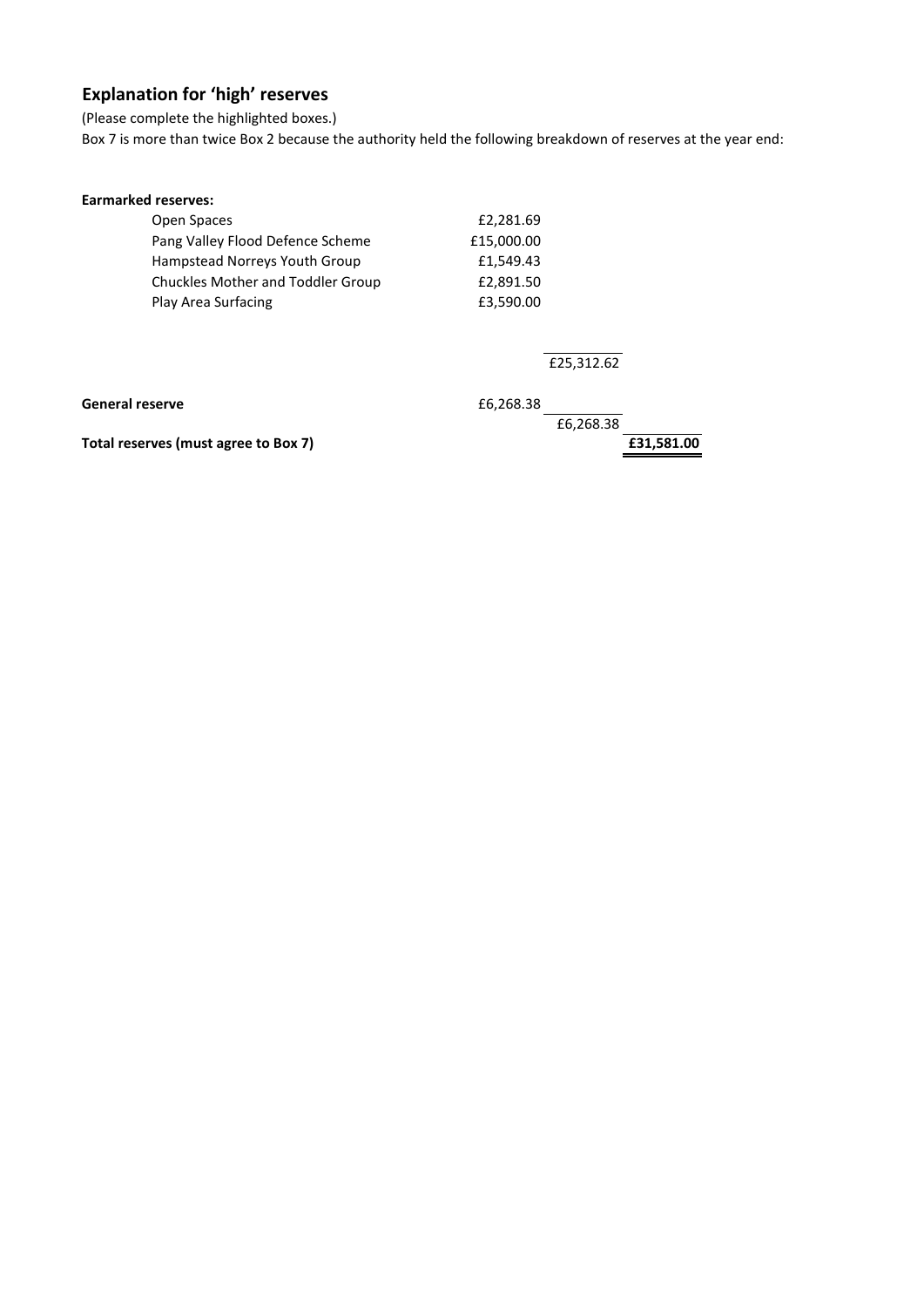## Explanation for 'high' reserves

(Please complete the highlighted boxes.)

Box 7 is more than twice Box 2 because the authority held the following breakdown of reserves at the year end:

| | | | |
|---|---|---|---|
| **Earmarked reserves:** | | | |
| Open Spaces | £2,281.69 | | |
| Pang Valley Flood Defence Scheme | £15,000.00 | | |
| Hampstead Norreys Youth Group | £1,549.43 | | |
| Chuckles Mother and Toddler Group | £2,891.50 | | |
| Play Area Surfacing | £3,590.00 | | |
| | | £25,312.62 | |
| **General reserve** | £6,268.38 | | |
| | | £6,268.38 | |
| **Total reserves (must agree to Box 7)** | | | **£31,581.00** |